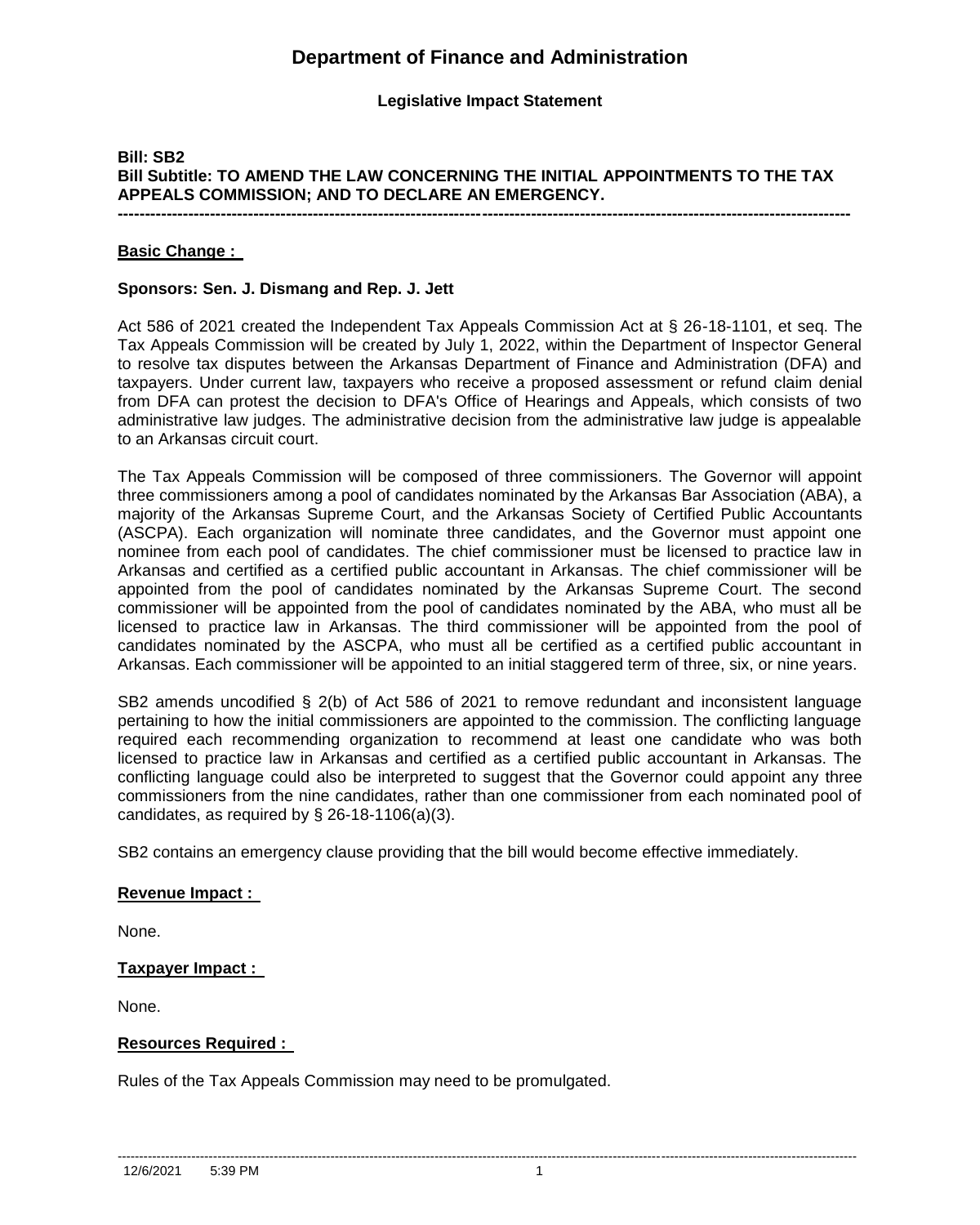# Department of Finance and Administration

**Legislative Impact Statement**

**Bill: SB2**
**Bill Subtitle: TO AMEND THE LAW CONCERNING THE INITIAL APPOINTMENTS TO THE TAX APPEALS COMMISSION; AND TO DECLARE AN EMERGENCY.**

---

**Basic Change :**

**Sponsors: Sen. J. Dismang and Rep. J. Jett**

Act 586 of 2021 created the Independent Tax Appeals Commission Act at § 26-18-1101, et seq. The Tax Appeals Commission will be created by July 1, 2022, within the Department of Inspector General to resolve tax disputes between the Arkansas Department of Finance and Administration (DFA) and taxpayers. Under current law, taxpayers who receive a proposed assessment or refund claim denial from DFA can protest the decision to DFA's Office of Hearings and Appeals, which consists of two administrative law judges. The administrative decision from the administrative law judge is appealable to an Arkansas circuit court.

The Tax Appeals Commission will be composed of three commissioners. The Governor will appoint three commissioners among a pool of candidates nominated by the Arkansas Bar Association (ABA), a majority of the Arkansas Supreme Court, and the Arkansas Society of Certified Public Accountants (ASCPA). Each organization will nominate three candidates, and the Governor must appoint one nominee from each pool of candidates. The chief commissioner must be licensed to practice law in Arkansas and certified as a certified public accountant in Arkansas. The chief commissioner will be appointed from the pool of candidates nominated by the Arkansas Supreme Court. The second commissioner will be appointed from the pool of candidates nominated by the ABA, who must all be licensed to practice law in Arkansas. The third commissioner will be appointed from the pool of candidates nominated by the ASCPA, who must all be certified as a certified public accountant in Arkansas. Each commissioner will be appointed to an initial staggered term of three, six, or nine years.

SB2 amends uncodified § 2(b) of Act 586 of 2021 to remove redundant and inconsistent language pertaining to how the initial commissioners are appointed to the commission. The conflicting language required each recommending organization to recommend at least one candidate who was both licensed to practice law in Arkansas and certified as a certified public accountant in Arkansas. The conflicting language could also be interpreted to suggest that the Governor could appoint any three commissioners from the nine candidates, rather than one commissioner from each nominated pool of candidates, as required by § 26-18-1106(a)(3).

SB2 contains an emergency clause providing that the bill would become effective immediately.

**Revenue Impact :**

None.

**Taxpayer Impact :**

None.

**Resources Required :**

Rules of the Tax Appeals Commission may need to be promulgated.

12/6/2021 5:39 PM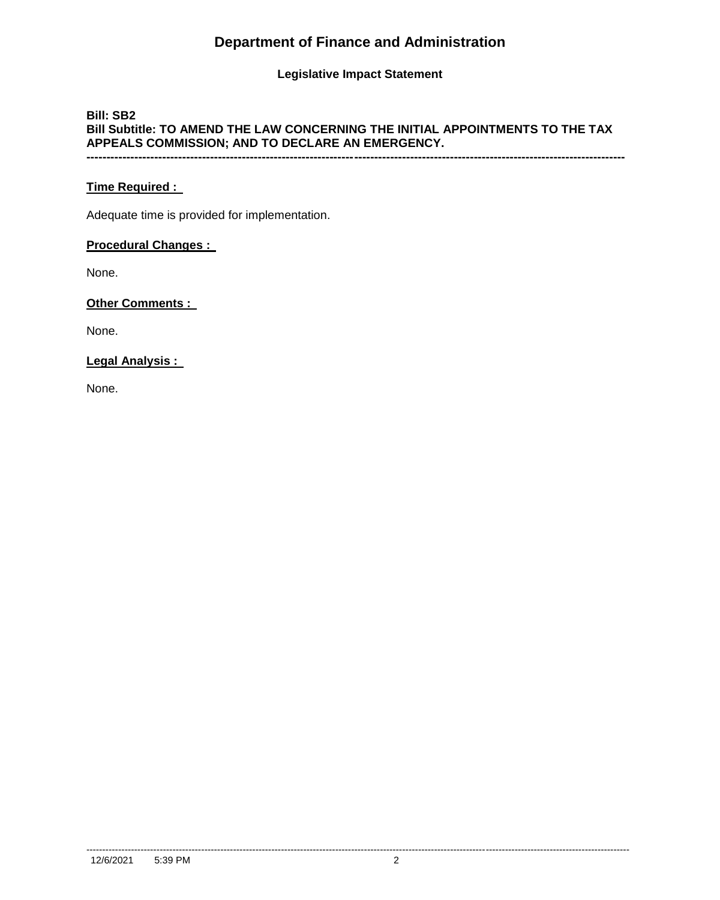# Department of Finance and Administration

**Legislative Impact Statement**

**Bill: SB2**
**Bill Subtitle: TO AMEND THE LAW CONCERNING THE INITIAL APPOINTMENTS TO THE TAX APPEALS COMMISSION; AND TO DECLARE AN EMERGENCY.**

---

**Time Required :**

Adequate time is provided for implementation.

**Procedural Changes :**

None.

**Other Comments :**

None.

**Legal Analysis :**

None.